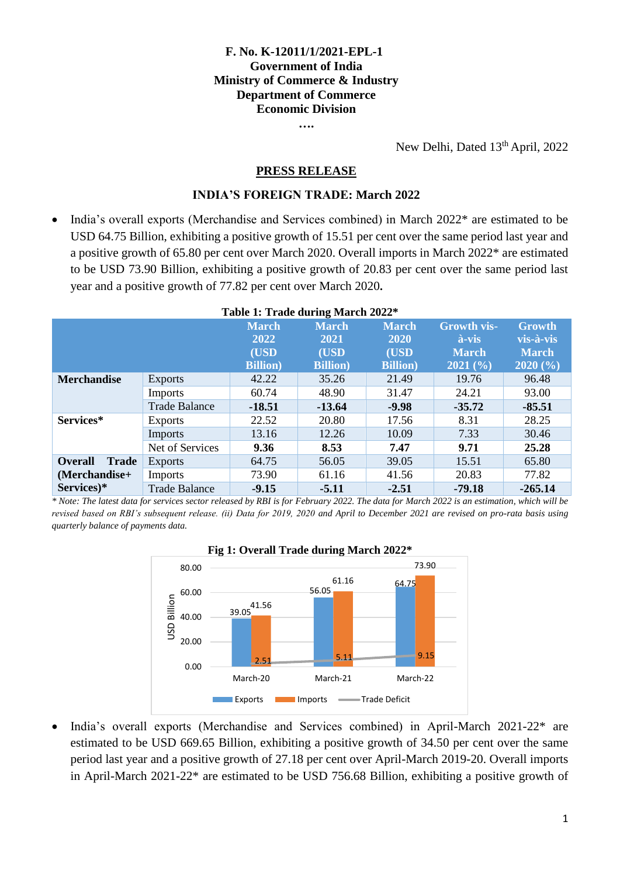**F. No. K-12011/1/2021-EPL-1**
**Government of India**
**Ministry of Commerce & Industry**
**Department of Commerce**
**Economic Division**

**….**

New Delhi, Dated 13th April, 2022

## PRESS RELEASE

### INDIA'S FOREIGN TRADE: March 2022

- India's overall exports (Merchandise and Services combined) in March 2022* are estimated to be USD 64.75 Billion, exhibiting a positive growth of 15.51 per cent over the same period last year and a positive growth of 65.80 per cent over March 2020. Overall imports in March 2022* are estimated to be USD 73.90 Billion, exhibiting a positive growth of 20.83 per cent over the same period last year and a positive growth of 77.82 per cent over March 2020.

**Table 1: Trade during March 2022***

| | | March 2022 (USD Billion) | March 2021 (USD Billion) | March 2020 (USD Billion) | Growth vis-à-vis March 2021 (%) | Growth vis-à-vis March 2020 (%) |
|---|---|---|---|---|---|---|
| **Merchandise** | Exports | 42.22 | 35.26 | 21.49 | 19.76 | 96.48 |
| | Imports | 60.74 | 48.90 | 31.47 | 24.21 | 93.00 |
| | Trade Balance | **-18.51** | **-13.64** | **-9.98** | **-35.72** | **-85.51** |
| **Services*** | Exports | 22.52 | 20.80 | 17.56 | 8.31 | 28.25 |
| | Imports | 13.16 | 12.26 | 10.09 | 7.33 | 30.46 |
| | Net of Services | **9.36** | **8.53** | **7.47** | **9.71** | **25.28** |
| **Overall Trade (Merchandise+ Services)*** | Exports | 64.75 | 56.05 | 39.05 | 15.51 | 65.80 |
| | Imports | 73.90 | 61.16 | 41.56 | 20.83 | 77.82 |
| | Trade Balance | **-9.15** | **-5.11** | **-2.51** | **-79.18** | **-265.14** |

*\* Note: The latest data for services sector released by RBI is for February 2022. The data for March 2022 is an estimation, which will be revised based on RBI's subsequent release. (ii) Data for 2019, 2020 and April to December 2021 are revised on pro-rata basis using quarterly balance of payments data.*

**Fig 1: Overall Trade during March 2022***

| USD Billion | March-20 | March-21 | March-22 |
|---|---|---|---|
| Exports | 39.05 | 56.05 | 64.75 |
| Imports | 41.56 | 61.16 | 73.90 |
| Trade Deficit | 2.51 | 5.11 | 9.15 |

- India's overall exports (Merchandise and Services combined) in April-March 2021-22* are estimated to be USD 669.65 Billion, exhibiting a positive growth of 34.50 per cent over the same period last year and a positive growth of 27.18 per cent over April-March 2019-20. Overall imports in April-March 2021-22* are estimated to be USD 756.68 Billion, exhibiting a positive growth of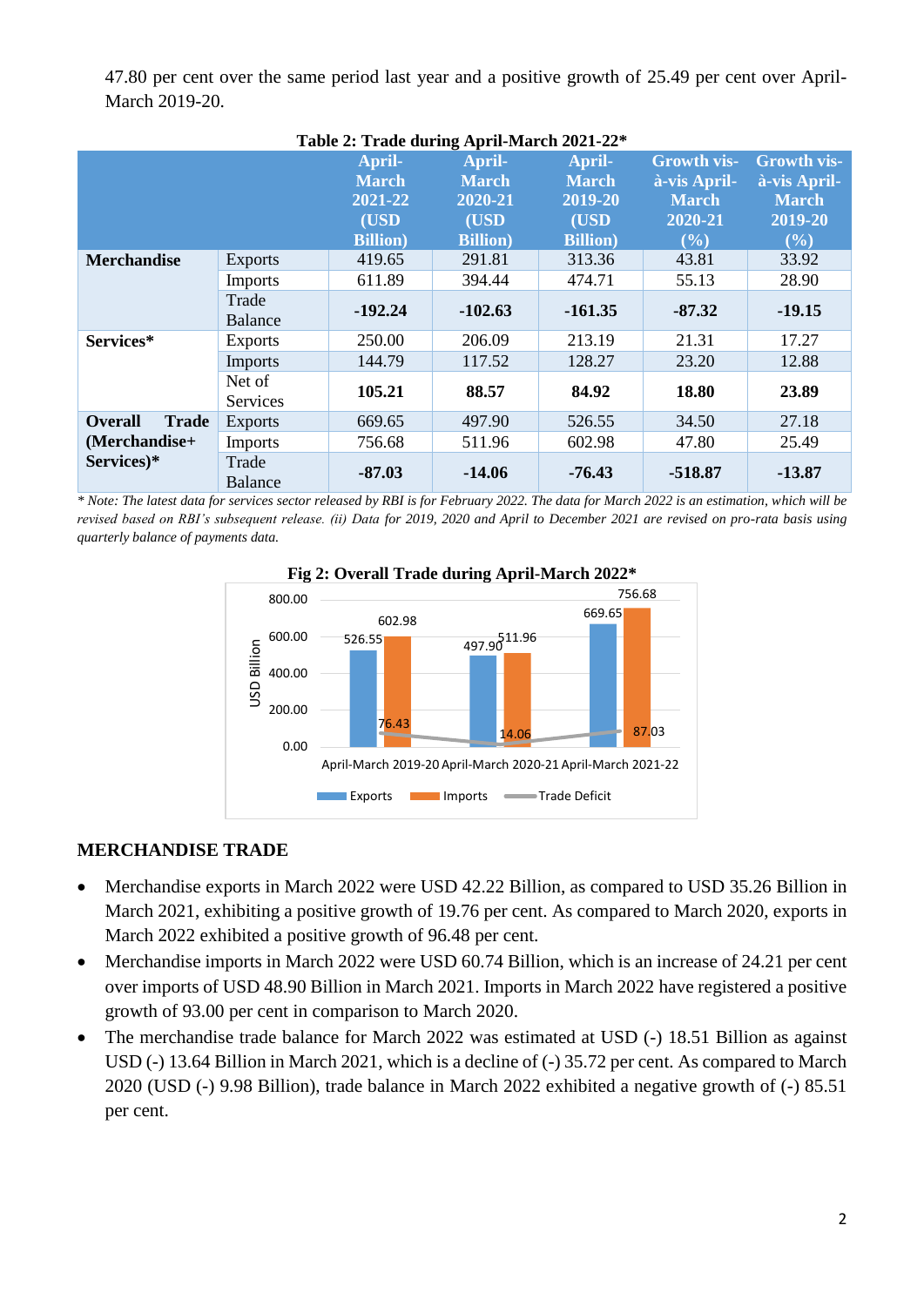47.80 per cent over the same period last year and a positive growth of 25.49 per cent over April-March 2019-20.

**Table 2: Trade during April-March 2021-22***

| | | April-March 2021-22 (USD Billion) | April-March 2020-21 (USD Billion) | April-March 2019-20 (USD Billion) | Growth vis-à-vis April-March 2020-21 (%) | Growth vis-à-vis April-March 2019-20 (%) |
|---|---|---|---|---|---|---|
| **Merchandise** | Exports | 419.65 | 291.81 | 313.36 | 43.81 | 33.92 |
| | Imports | 611.89 | 394.44 | 474.71 | 55.13 | 28.90 |
| | Trade Balance | **-192.24** | **-102.63** | **-161.35** | **-87.32** | **-19.15** |
| **Services*** | Exports | 250.00 | 206.09 | 213.19 | 21.31 | 17.27 |
| | Imports | 144.79 | 117.52 | 128.27 | 23.20 | 12.88 |
| | Net of Services | **105.21** | **88.57** | **84.92** | **18.80** | **23.89** |
| **Overall Trade (Merchandise+ Services)*** | Exports | 669.65 | 497.90 | 526.55 | 34.50 | 27.18 |
| | Imports | 756.68 | 511.96 | 602.98 | 47.80 | 25.49 |
| | Trade Balance | **-87.03** | **-14.06** | **-76.43** | **-518.87** | **-13.87** |

*\* Note: The latest data for services sector released by RBI is for February 2022. The data for March 2022 is an estimation, which will be revised based on RBI's subsequent release. (ii) Data for 2019, 2020 and April to December 2021 are revised on pro-rata basis using quarterly balance of payments data.*

**Fig 2: Overall Trade during April-March 2022***

| | Exports | Imports | Trade Deficit |
|---|---|---|---|
| April-March 2019-20 | 526.55 | 602.98 | 76.43 |
| April-March 2020-21 | 497.90 | 511.96 | 14.06 |
| April-March 2021-22 | 669.65 | 756.68 | 87.03 |

## MERCHANDISE TRADE

- Merchandise exports in March 2022 were USD 42.22 Billion, as compared to USD 35.26 Billion in March 2021, exhibiting a positive growth of 19.76 per cent. As compared to March 2020, exports in March 2022 exhibited a positive growth of 96.48 per cent.
- Merchandise imports in March 2022 were USD 60.74 Billion, which is an increase of 24.21 per cent over imports of USD 48.90 Billion in March 2021. Imports in March 2022 have registered a positive growth of 93.00 per cent in comparison to March 2020.
- The merchandise trade balance for March 2022 was estimated at USD (-) 18.51 Billion as against USD (-) 13.64 Billion in March 2021, which is a decline of (-) 35.72 per cent. As compared to March 2020 (USD (-) 9.98 Billion), trade balance in March 2022 exhibited a negative growth of (-) 85.51 per cent.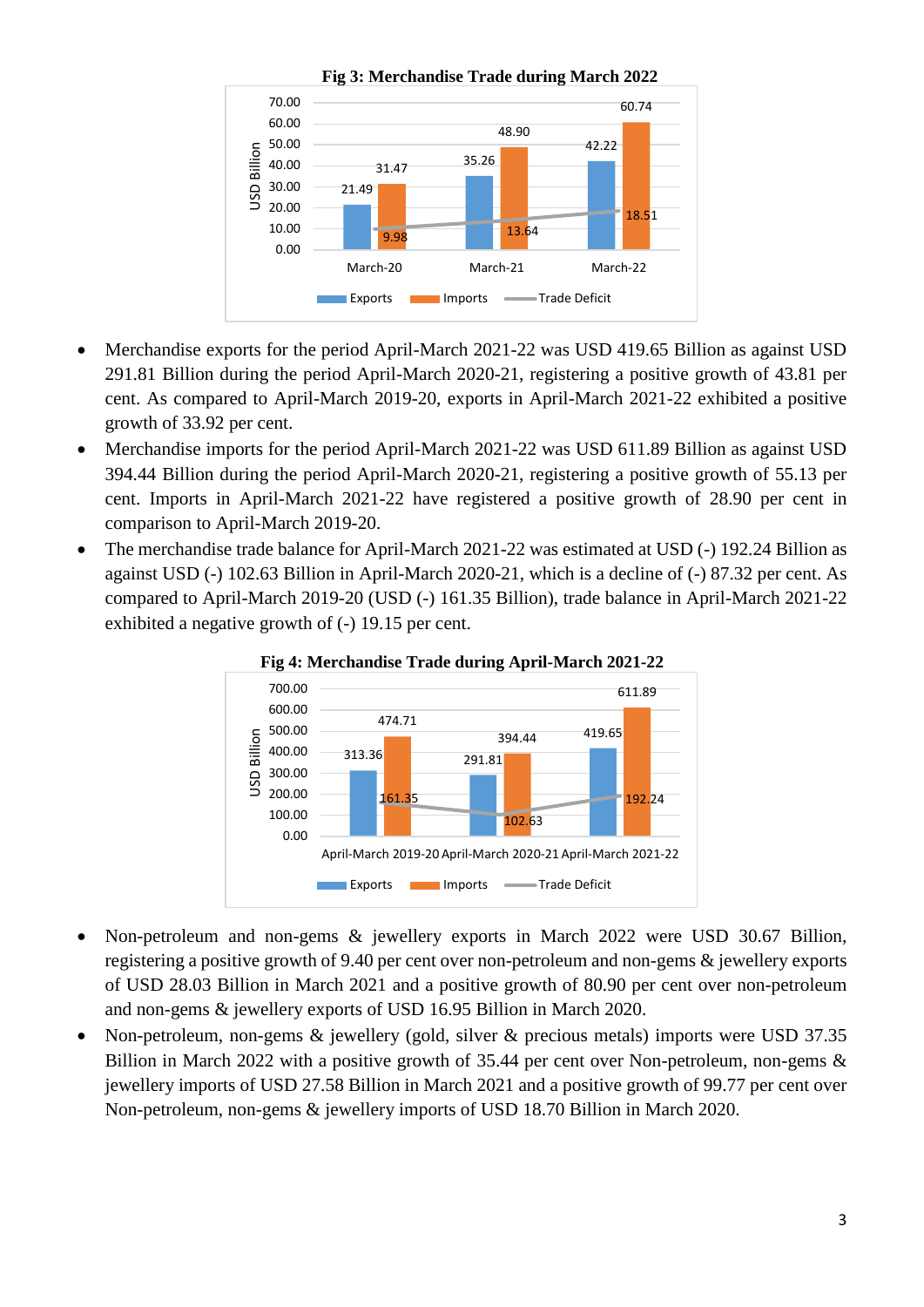**Fig 3: Merchandise Trade during March 2022**

| | March-20 | March-21 | March-22 |
|---|---|---|---|
| Exports | 21.49 | 35.26 | 42.22 |
| Imports | 31.47 | 48.90 | 60.74 |
| Trade Deficit | 9.98 | 13.64 | 18.51 |

- Merchandise exports for the period April-March 2021-22 was USD 419.65 Billion as against USD 291.81 Billion during the period April-March 2020-21, registering a positive growth of 43.81 per cent. As compared to April-March 2019-20, exports in April-March 2021-22 exhibited a positive growth of 33.92 per cent.
- Merchandise imports for the period April-March 2021-22 was USD 611.89 Billion as against USD 394.44 Billion during the period April-March 2020-21, registering a positive growth of 55.13 per cent. Imports in April-March 2021-22 have registered a positive growth of 28.90 per cent in comparison to April-March 2019-20.
- The merchandise trade balance for April-March 2021-22 was estimated at USD (-) 192.24 Billion as against USD (-) 102.63 Billion in April-March 2020-21, which is a decline of (-) 87.32 per cent. As compared to April-March 2019-20 (USD (-) 161.35 Billion), trade balance in April-March 2021-22 exhibited a negative growth of (-) 19.15 per cent.

**Fig 4: Merchandise Trade during April-March 2021-22**

| | April-March 2019-20 | April-March 2020-21 | April-March 2021-22 |
|---|---|---|---|
| Exports | 313.36 | 291.81 | 419.65 |
| Imports | 474.71 | 394.44 | 611.89 |
| Trade Deficit | 161.35 | 102.63 | 192.24 |

- Non-petroleum and non-gems & jewellery exports in March 2022 were USD 30.67 Billion, registering a positive growth of 9.40 per cent over non-petroleum and non-gems & jewellery exports of USD 28.03 Billion in March 2021 and a positive growth of 80.90 per cent over non-petroleum and non-gems & jewellery exports of USD 16.95 Billion in March 2020.
- Non-petroleum, non-gems & jewellery (gold, silver & precious metals) imports were USD 37.35 Billion in March 2022 with a positive growth of 35.44 per cent over Non-petroleum, non-gems & jewellery imports of USD 27.58 Billion in March 2021 and a positive growth of 99.77 per cent over Non-petroleum, non-gems & jewellery imports of USD 18.70 Billion in March 2020.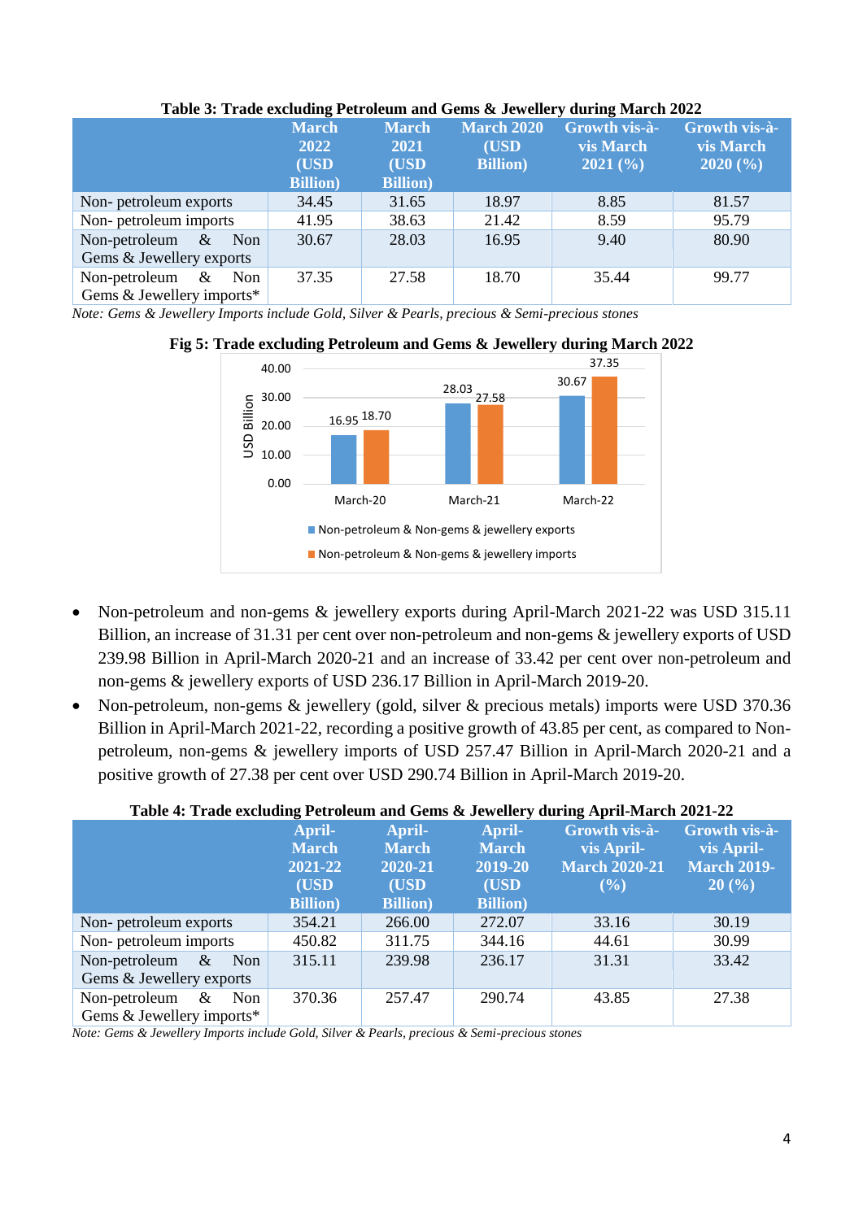**Table 3: Trade excluding Petroleum and Gems & Jewellery during March 2022**

| | March 2022 (USD Billion) | March 2021 (USD Billion) | March 2020 (USD Billion) | Growth vis-à-vis March 2021 (%) | Growth vis-à-vis March 2020 (%) |
|---|---|---|---|---|---|
| Non- petroleum exports | 34.45 | 31.65 | 18.97 | 8.85 | 81.57 |
| Non- petroleum imports | 41.95 | 38.63 | 21.42 | 8.59 | 95.79 |
| Non-petroleum & Non Gems & Jewellery exports | 30.67 | 28.03 | 16.95 | 9.40 | 80.90 |
| Non-petroleum & Non Gems & Jewellery imports* | 37.35 | 27.58 | 18.70 | 35.44 | 99.77 |

*Note: Gems & Jewellery Imports include Gold, Silver & Pearls, precious & Semi-precious stones*

**Fig 5: Trade excluding Petroleum and Gems & Jewellery during March 2022**

| | Non-petroleum & Non-gems & jewellery exports (USD Billion) | Non-petroleum & Non-gems & jewellery imports (USD Billion) |
|---|---|---|
| March-20 | 16.95 | 18.70 |
| March-21 | 28.03 | 27.58 |
| March-22 | 30.67 | 37.35 |

- Non-petroleum and non-gems & jewellery exports during April-March 2021-22 was USD 315.11 Billion, an increase of 31.31 per cent over non-petroleum and non-gems & jewellery exports of USD 239.98 Billion in April-March 2020-21 and an increase of 33.42 per cent over non-petroleum and non-gems & jewellery exports of USD 236.17 Billion in April-March 2019-20.
- Non-petroleum, non-gems & jewellery (gold, silver & precious metals) imports were USD 370.36 Billion in April-March 2021-22, recording a positive growth of 43.85 per cent, as compared to Non-petroleum, non-gems & jewellery imports of USD 257.47 Billion in April-March 2020-21 and a positive growth of 27.38 per cent over USD 290.74 Billion in April-March 2019-20.

**Table 4: Trade excluding Petroleum and Gems & Jewellery during April-March 2021-22**

| | April-March 2021-22 (USD Billion) | April-March 2020-21 (USD Billion) | April-March 2019-20 (USD Billion) | Growth vis-à-vis April-March 2020-21 (%) | Growth vis-à-vis April-March 2019-20 (%) |
|---|---|---|---|---|---|
| Non- petroleum exports | 354.21 | 266.00 | 272.07 | 33.16 | 30.19 |
| Non- petroleum imports | 450.82 | 311.75 | 344.16 | 44.61 | 30.99 |
| Non-petroleum & Non Gems & Jewellery exports | 315.11 | 239.98 | 236.17 | 31.31 | 33.42 |
| Non-petroleum & Non Gems & Jewellery imports* | 370.36 | 257.47 | 290.74 | 43.85 | 27.38 |

*Note: Gems & Jewellery Imports include Gold, Silver & Pearls, precious & Semi-precious stones*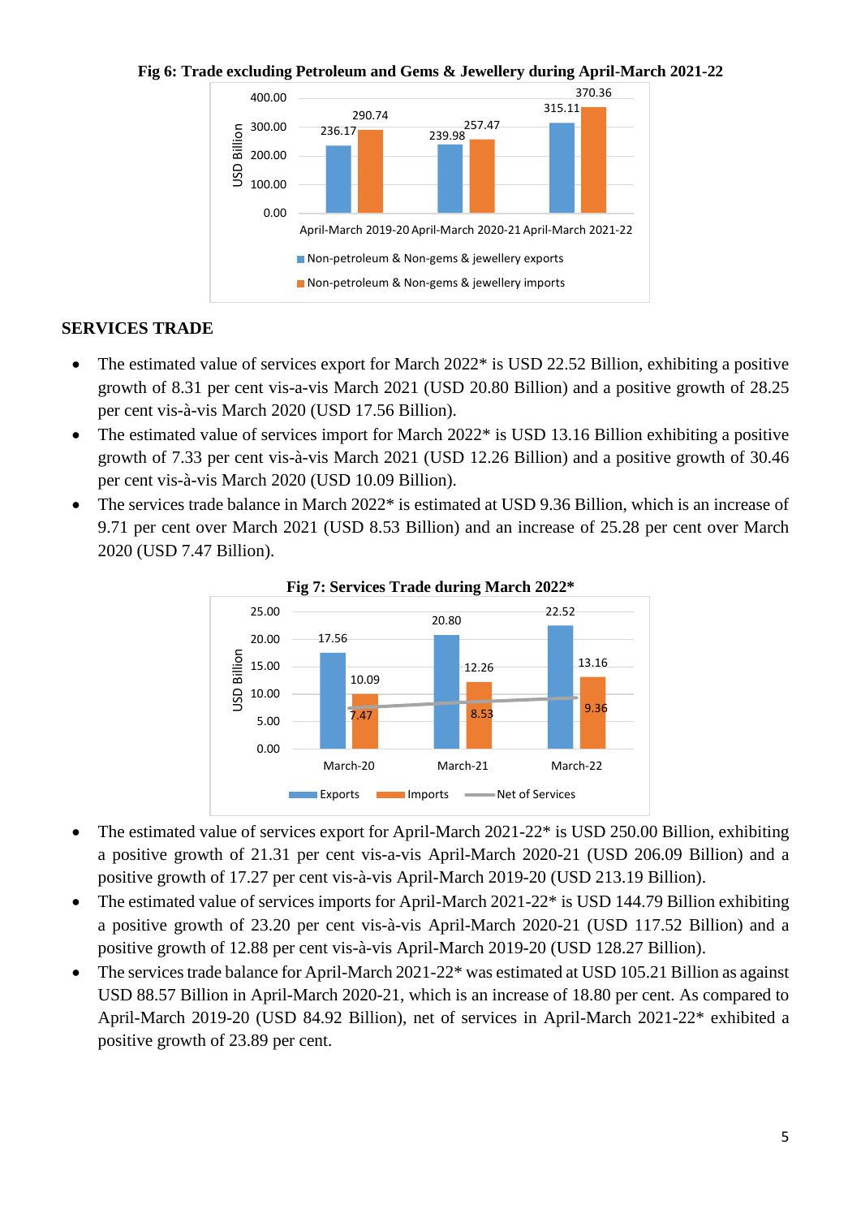**Fig 6: Trade excluding Petroleum and Gems & Jewellery during April-March 2021-22**

| | April-March 2019-20 | April-March 2020-21 | April-March 2021-22 |
|---|---|---|---|
| Non-petroleum & Non-gems & jewellery exports | 236.17 | 239.98 | 315.11 |
| Non-petroleum & Non-gems & jewellery imports | 290.74 | 257.47 | 370.36 |

## SERVICES TRADE

- The estimated value of services export for March 2022* is USD 22.52 Billion, exhibiting a positive growth of 8.31 per cent vis-a-vis March 2021 (USD 20.80 Billion) and a positive growth of 28.25 per cent vis-à-vis March 2020 (USD 17.56 Billion).
- The estimated value of services import for March 2022* is USD 13.16 Billion exhibiting a positive growth of 7.33 per cent vis-à-vis March 2021 (USD 12.26 Billion) and a positive growth of 30.46 per cent vis-à-vis March 2020 (USD 10.09 Billion).
- The services trade balance in March 2022* is estimated at USD 9.36 Billion, which is an increase of 9.71 per cent over March 2021 (USD 8.53 Billion) and an increase of 25.28 per cent over March 2020 (USD 7.47 Billion).

**Fig 7: Services Trade during March 2022***

| | March-20 | March-21 | March-22 |
|---|---|---|---|
| Exports | 17.56 | 20.80 | 22.52 |
| Imports | 10.09 | 12.26 | 13.16 |
| Net of Services | 7.47 | 8.53 | 9.36 |

- The estimated value of services export for April-March 2021-22* is USD 250.00 Billion, exhibiting a positive growth of 21.31 per cent vis-a-vis April-March 2020-21 (USD 206.09 Billion) and a positive growth of 17.27 per cent vis-à-vis April-March 2019-20 (USD 213.19 Billion).
- The estimated value of services imports for April-March 2021-22* is USD 144.79 Billion exhibiting a positive growth of 23.20 per cent vis-à-vis April-March 2020-21 (USD 117.52 Billion) and a positive growth of 12.88 per cent vis-à-vis April-March 2019-20 (USD 128.27 Billion).
- The services trade balance for April-March 2021-22* was estimated at USD 105.21 Billion as against USD 88.57 Billion in April-March 2020-21, which is an increase of 18.80 per cent. As compared to April-March 2019-20 (USD 84.92 Billion), net of services in April-March 2021-22* exhibited a positive growth of 23.89 per cent.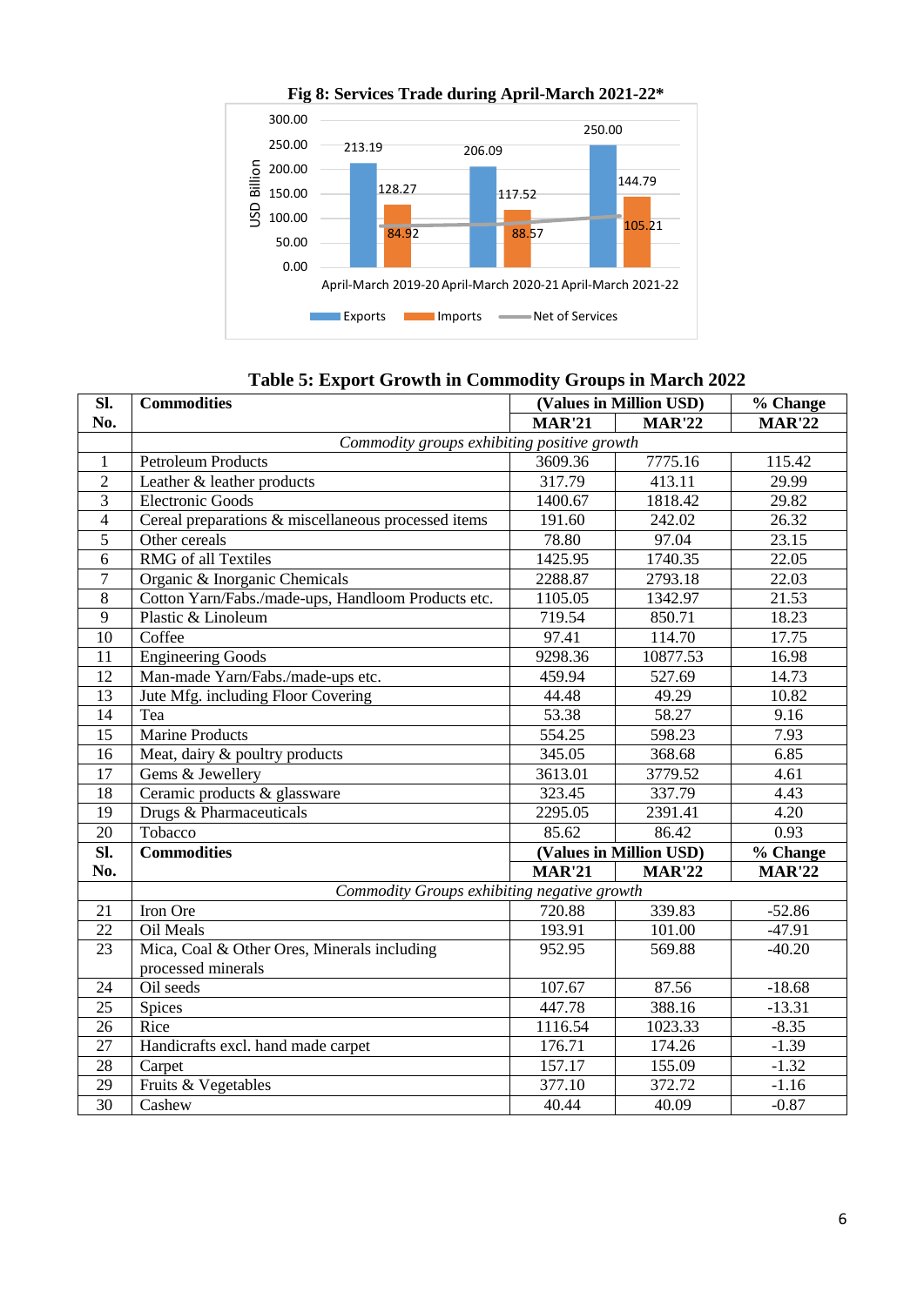**Fig 8: Services Trade during April-March 2021-22***

| | April-March 2019-20 | April-March 2020-21 | April-March 2021-22 |
|---|---|---|---|
| Exports | 213.19 | 206.09 | 250.00 |
| Imports | 128.27 | 117.52 | 144.79 |
| Net of Services | 84.92 | 88.57 | 105.21 |

USD Billion

**Table 5: Export Growth in Commodity Groups in March 2022**

| Sl. No. | Commodities | (Values in Million USD) MAR'21 | MAR'22 | % Change MAR'22 |
|---|---|---|---|---|
| | *Commodity groups exhibiting positive growth* | | | |
| 1 | Petroleum Products | 3609.36 | 7775.16 | 115.42 |
| 2 | Leather & leather products | 317.79 | 413.11 | 29.99 |
| 3 | Electronic Goods | 1400.67 | 1818.42 | 29.82 |
| 4 | Cereal preparations & miscellaneous processed items | 191.60 | 242.02 | 26.32 |
| 5 | Other cereals | 78.80 | 97.04 | 23.15 |
| 6 | RMG of all Textiles | 1425.95 | 1740.35 | 22.05 |
| 7 | Organic & Inorganic Chemicals | 2288.87 | 2793.18 | 22.03 |
| 8 | Cotton Yarn/Fabs./made-ups, Handloom Products etc. | 1105.05 | 1342.97 | 21.53 |
| 9 | Plastic & Linoleum | 719.54 | 850.71 | 18.23 |
| 10 | Coffee | 97.41 | 114.70 | 17.75 |
| 11 | Engineering Goods | 9298.36 | 10877.53 | 16.98 |
| 12 | Man-made Yarn/Fabs./made-ups etc. | 459.94 | 527.69 | 14.73 |
| 13 | Jute Mfg. including Floor Covering | 44.48 | 49.29 | 10.82 |
| 14 | Tea | 53.38 | 58.27 | 9.16 |
| 15 | Marine Products | 554.25 | 598.23 | 7.93 |
| 16 | Meat, dairy & poultry products | 345.05 | 368.68 | 6.85 |
| 17 | Gems & Jewellery | 3613.01 | 3779.52 | 4.61 |
| 18 | Ceramic products & glassware | 323.45 | 337.79 | 4.43 |
| 19 | Drugs & Pharmaceuticals | 2295.05 | 2391.41 | 4.20 |
| 20 | Tobacco | 85.62 | 86.42 | 0.93 |
| **Sl. No.** | **Commodities** | **(Values in Million USD) MAR'21** | **MAR'22** | **% Change MAR'22** |
| | *Commodity Groups exhibiting negative growth* | | | |
| 21 | Iron Ore | 720.88 | 339.83 | -52.86 |
| 22 | Oil Meals | 193.91 | 101.00 | -47.91 |
| 23 | Mica, Coal & Other Ores, Minerals including processed minerals | 952.95 | 569.88 | -40.20 |
| 24 | Oil seeds | 107.67 | 87.56 | -18.68 |
| 25 | Spices | 447.78 | 388.16 | -13.31 |
| 26 | Rice | 1116.54 | 1023.33 | -8.35 |
| 27 | Handicrafts excl. hand made carpet | 176.71 | 174.26 | -1.39 |
| 28 | Carpet | 157.17 | 155.09 | -1.32 |
| 29 | Fruits & Vegetables | 377.10 | 372.72 | -1.16 |
| 30 | Cashew | 40.44 | 40.09 | -0.87 |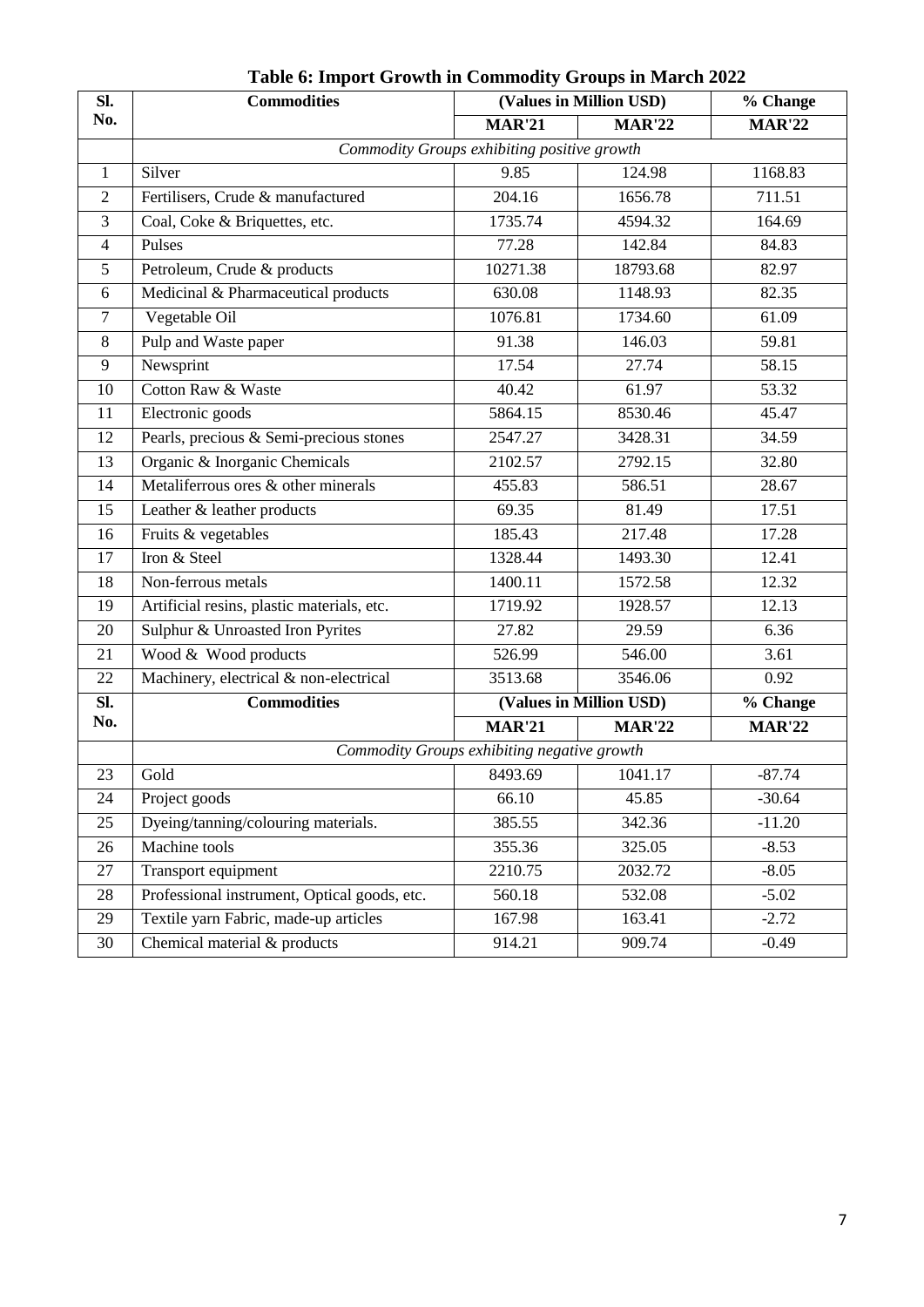# Table 6: Import Growth in Commodity Groups in March 2022

| Sl. No. | Commodities | (Values in Million USD) | | % Change |
|---|---|---|---|---|
| | | MAR'21 | MAR'22 | MAR'22 |
| | *Commodity Groups exhibiting positive growth* | | | |
| 1 | Silver | 9.85 | 124.98 | 1168.83 |
| 2 | Fertilisers, Crude & manufactured | 204.16 | 1656.78 | 711.51 |
| 3 | Coal, Coke & Briquettes, etc. | 1735.74 | 4594.32 | 164.69 |
| 4 | Pulses | 77.28 | 142.84 | 84.83 |
| 5 | Petroleum, Crude & products | 10271.38 | 18793.68 | 82.97 |
| 6 | Medicinal & Pharmaceutical products | 630.08 | 1148.93 | 82.35 |
| 7 | Vegetable Oil | 1076.81 | 1734.60 | 61.09 |
| 8 | Pulp and Waste paper | 91.38 | 146.03 | 59.81 |
| 9 | Newsprint | 17.54 | 27.74 | 58.15 |
| 10 | Cotton Raw & Waste | 40.42 | 61.97 | 53.32 |
| 11 | Electronic goods | 5864.15 | 8530.46 | 45.47 |
| 12 | Pearls, precious & Semi-precious stones | 2547.27 | 3428.31 | 34.59 |
| 13 | Organic & Inorganic Chemicals | 2102.57 | 2792.15 | 32.80 |
| 14 | Metaliferrous ores & other minerals | 455.83 | 586.51 | 28.67 |
| 15 | Leather & leather products | 69.35 | 81.49 | 17.51 |
| 16 | Fruits & vegetables | 185.43 | 217.48 | 17.28 |
| 17 | Iron & Steel | 1328.44 | 1493.30 | 12.41 |
| 18 | Non-ferrous metals | 1400.11 | 1572.58 | 12.32 |
| 19 | Artificial resins, plastic materials, etc. | 1719.92 | 1928.57 | 12.13 |
| 20 | Sulphur & Unroasted Iron Pyrites | 27.82 | 29.59 | 6.36 |
| 21 | Wood & Wood products | 526.99 | 546.00 | 3.61 |
| 22 | Machinery, electrical & non-electrical | 3513.68 | 3546.06 | 0.92 |
| **Sl. No.** | **Commodities** | **(Values in Million USD)** | | **% Change** |
| | | **MAR'21** | **MAR'22** | **MAR'22** |
| | *Commodity Groups exhibiting negative growth* | | | |
| 23 | Gold | 8493.69 | 1041.17 | -87.74 |
| 24 | Project goods | 66.10 | 45.85 | -30.64 |
| 25 | Dyeing/tanning/colouring materials. | 385.55 | 342.36 | -11.20 |
| 26 | Machine tools | 355.36 | 325.05 | -8.53 |
| 27 | Transport equipment | 2210.75 | 2032.72 | -8.05 |
| 28 | Professional instrument, Optical goods, etc. | 560.18 | 532.08 | -5.02 |
| 29 | Textile yarn Fabric, made-up articles | 167.98 | 163.41 | -2.72 |
| 30 | Chemical material & products | 914.21 | 909.74 | -0.49 |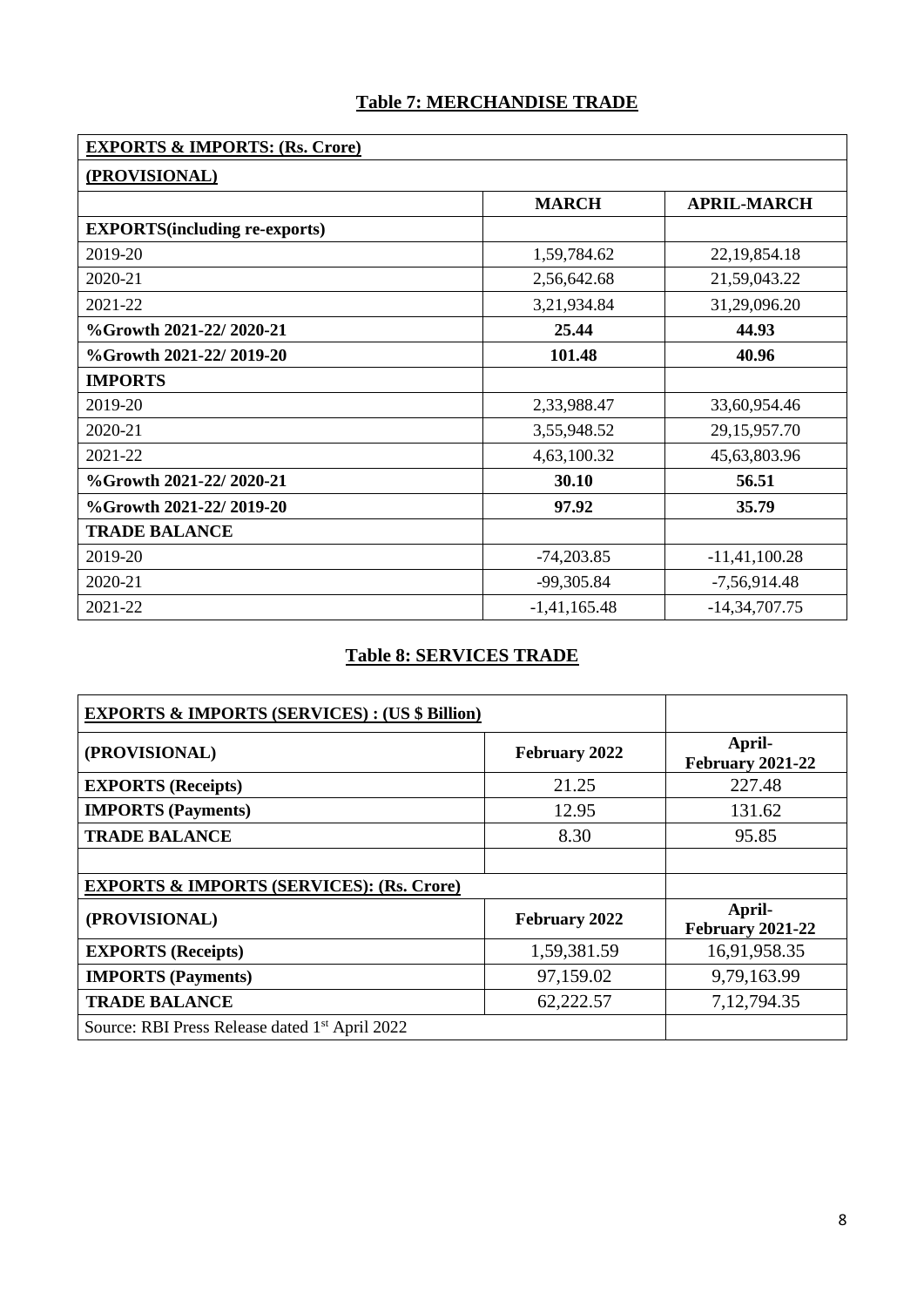## Table 7: MERCHANDISE TRADE

| EXPORTS & IMPORTS: (Rs. Crore) | | |
|---|---|---|
| **(PROVISIONAL)** | | |
| | **MARCH** | **APRIL-MARCH** |
| **EXPORTS(including re-exports)** | | |
| 2019-20 | 1,59,784.62 | 22,19,854.18 |
| 2020-21 | 2,56,642.68 | 21,59,043.22 |
| 2021-22 | 3,21,934.84 | 31,29,096.20 |
| **%Growth 2021-22/ 2020-21** | **25.44** | **44.93** |
| **%Growth 2021-22/ 2019-20** | **101.48** | **40.96** |
| **IMPORTS** | | |
| 2019-20 | 2,33,988.47 | 33,60,954.46 |
| 2020-21 | 3,55,948.52 | 29,15,957.70 |
| 2021-22 | 4,63,100.32 | 45,63,803.96 |
| **%Growth 2021-22/ 2020-21** | **30.10** | **56.51** |
| **%Growth 2021-22/ 2019-20** | **97.92** | **35.79** |
| **TRADE BALANCE** | | |
| 2019-20 | -74,203.85 | -11,41,100.28 |
| 2020-21 | -99,305.84 | -7,56,914.48 |
| 2021-22 | -1,41,165.48 | -14,34,707.75 |

## Table 8: SERVICES TRADE

| EXPORTS & IMPORTS (SERVICES) : (US $ Billion) | | |
|---|---|---|
| **(PROVISIONAL)** | **February 2022** | **April-February 2021-22** |
| **EXPORTS (Receipts)** | 21.25 | 227.48 |
| **IMPORTS (Payments)** | 12.95 | 131.62 |
| **TRADE BALANCE** | 8.30 | 95.85 |
| | | |
| **EXPORTS & IMPORTS (SERVICES): (Rs. Crore)** | | |
| **(PROVISIONAL)** | **February 2022** | **April-February 2021-22** |
| **EXPORTS (Receipts)** | 1,59,381.59 | 16,91,958.35 |
| **IMPORTS (Payments)** | 97,159.02 | 9,79,163.99 |
| **TRADE BALANCE** | 62,222.57 | 7,12,794.35 |
| Source: RBI Press Release dated 1st April 2022 | | |